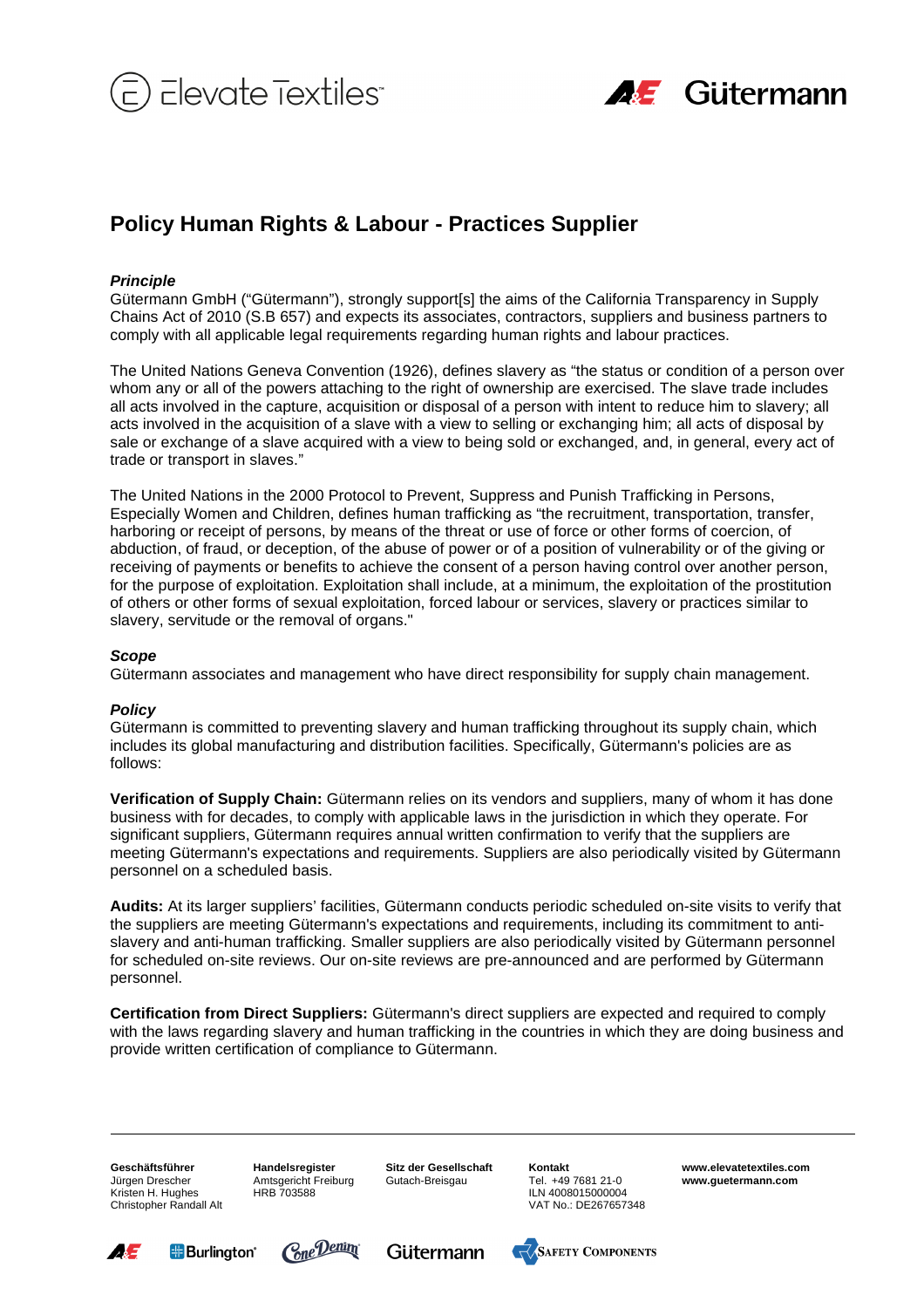# Policy Human Rights & Labour - Practices Supplier

***Principle***

Gütermann GmbH ("Gütermann"), strongly support[s] the aims of the California Transparency in Supply Chains Act of 2010 (S.B 657) and expects its associates, contractors, suppliers and business partners to comply with all applicable legal requirements regarding human rights and labour practices.

The United Nations Geneva Convention (1926), defines slavery as "the status or condition of a person over whom any or all of the powers attaching to the right of ownership are exercised. The slave trade includes all acts involved in the capture, acquisition or disposal of a person with intent to reduce him to slavery; all acts involved in the acquisition of a slave with a view to selling or exchanging him; all acts of disposal by sale or exchange of a slave acquired with a view to being sold or exchanged, and, in general, every act of trade or transport in slaves."

The United Nations in the 2000 Protocol to Prevent, Suppress and Punish Trafficking in Persons, Especially Women and Children, defines human trafficking as "the recruitment, transportation, transfer, harboring or receipt of persons, by means of the threat or use of force or other forms of coercion, of abduction, of fraud, or deception, of the abuse of power or of a position of vulnerability or of the giving or receiving of payments or benefits to achieve the consent of a person having control over another person, for the purpose of exploitation. Exploitation shall include, at a minimum, the exploitation of the prostitution of others or other forms of sexual exploitation, forced labour or services, slavery or practices similar to slavery, servitude or the removal of organs."

***Scope***

Gütermann associates and management who have direct responsibility for supply chain management.

***Policy***

Gütermann is committed to preventing slavery and human trafficking throughout its supply chain, which includes its global manufacturing and distribution facilities. Specifically, Gütermann's policies are as follows:

**Verification of Supply Chain:** Gütermann relies on its vendors and suppliers, many of whom it has done business with for decades, to comply with applicable laws in the jurisdiction in which they operate. For significant suppliers, Gütermann requires annual written confirmation to verify that the suppliers are meeting Gütermann's expectations and requirements. Suppliers are also periodically visited by Gütermann personnel on a scheduled basis.

**Audits:** At its larger suppliers' facilities, Gütermann conducts periodic scheduled on-site visits to verify that the suppliers are meeting Gütermann's expectations and requirements, including its commitment to anti-slavery and anti-human trafficking. Smaller suppliers are also periodically visited by Gütermann personnel for scheduled on-site reviews. Our on-site reviews are pre-announced and are performed by Gütermann personnel.

**Certification from Direct Suppliers:** Gütermann's direct suppliers are expected and required to comply with the laws regarding slavery and human trafficking in the countries in which they are doing business and provide written certification of compliance to Gütermann.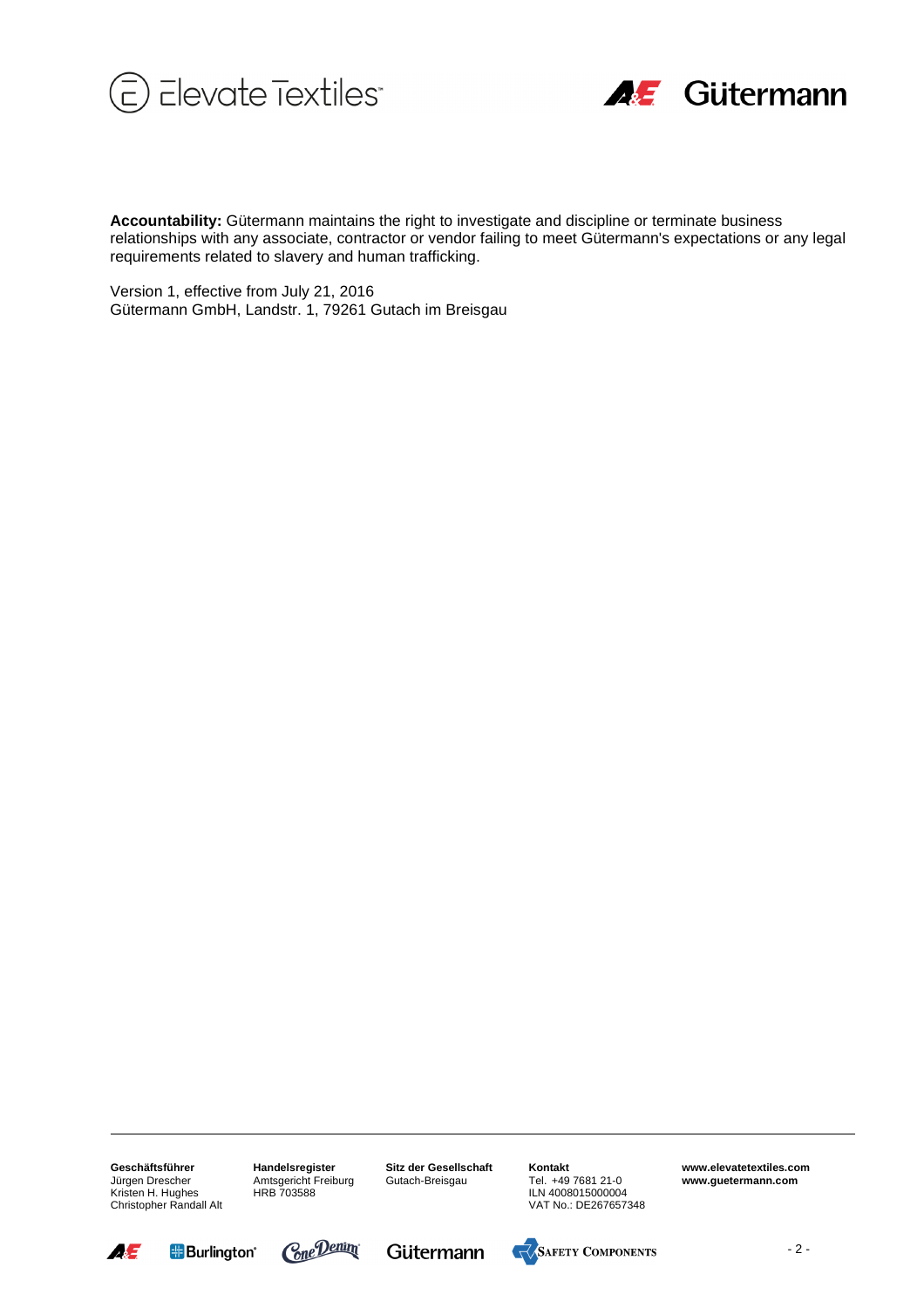**Accountability:** Gütermann maintains the right to investigate and discipline or terminate business relationships with any associate, contractor or vendor failing to meet Gütermann's expectations or any legal requirements related to slavery and human trafficking.

Version 1, effective from July 21, 2016
Gütermann GmbH, Landstr. 1, 79261 Gutach im Breisgau